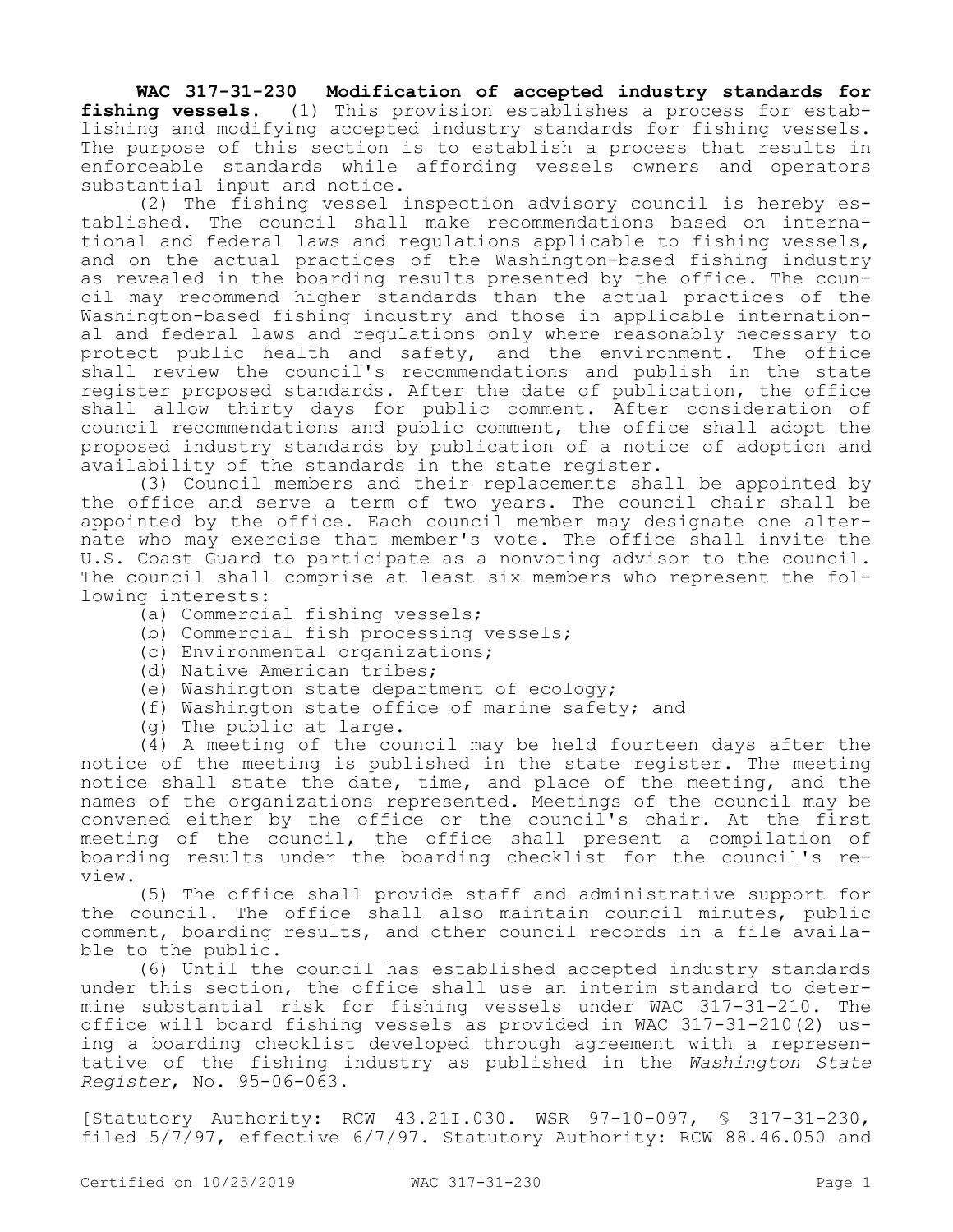**WAC 317-31-230 Modification of accepted industry standards for fishing vessels.** (1) This provision establishes a process for establishing and modifying accepted industry standards for fishing vessels. The purpose of this section is to establish a process that results in enforceable standards while affording vessels owners and operators substantial input and notice.

(2) The fishing vessel inspection advisory council is hereby established. The council shall make recommendations based on international and federal laws and regulations applicable to fishing vessels, and on the actual practices of the Washington-based fishing industry as revealed in the boarding results presented by the office. The council may recommend higher standards than the actual practices of the Washington-based fishing industry and those in applicable international and federal laws and regulations only where reasonably necessary to protect public health and safety, and the environment. The office shall review the council's recommendations and publish in the state register proposed standards. After the date of publication, the office shall allow thirty days for public comment. After consideration of council recommendations and public comment, the office shall adopt the proposed industry standards by publication of a notice of adoption and availability of the standards in the state register.

(3) Council members and their replacements shall be appointed by the office and serve a term of two years. The council chair shall be appointed by the office. Each council member may designate one alternate who may exercise that member's vote. The office shall invite the U.S. Coast Guard to participate as a nonvoting advisor to the council. The council shall comprise at least six members who represent the following interests:

(a) Commercial fishing vessels;

(b) Commercial fish processing vessels;

(c) Environmental organizations;

(d) Native American tribes;

(e) Washington state department of ecology;

(f) Washington state office of marine safety; and

(g) The public at large.

(4) A meeting of the council may be held fourteen days after the notice of the meeting is published in the state register. The meeting notice shall state the date, time, and place of the meeting, and the names of the organizations represented. Meetings of the council may be convened either by the office or the council's chair. At the first meeting of the council, the office shall present a compilation of boarding results under the boarding checklist for the council's review.

(5) The office shall provide staff and administrative support for the council. The office shall also maintain council minutes, public comment, boarding results, and other council records in a file available to the public.

(6) Until the council has established accepted industry standards under this section, the office shall use an interim standard to determine substantial risk for fishing vessels under WAC 317-31-210. The office will board fishing vessels as provided in WAC 317-31-210(2) using a boarding checklist developed through agreement with a representative of the fishing industry as published in the *Washington State Register*, No. 95-06-063.

[Statutory Authority: RCW 43.21I.030. WSR 97-10-097, § 317-31-230, filed 5/7/97, effective 6/7/97. Statutory Authority: RCW 88.46.050 and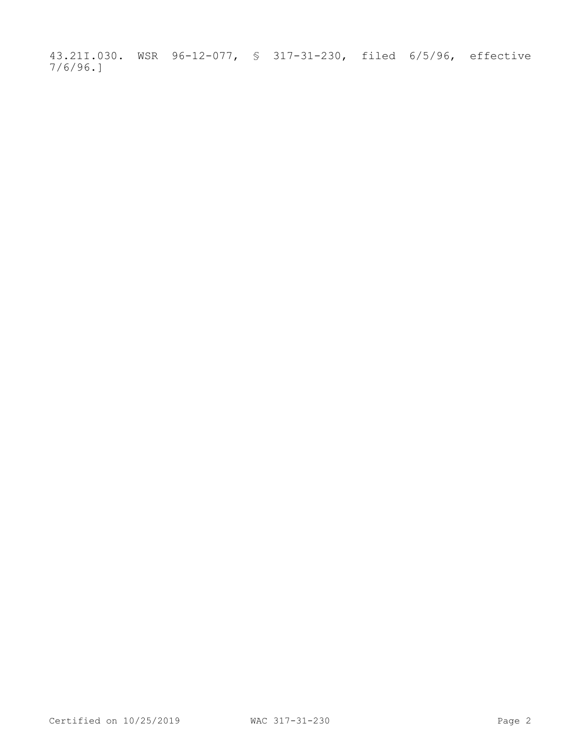43.21I.030. WSR 96-12-077, § 317-31-230, filed 6/5/96, effective 7/6/96.]